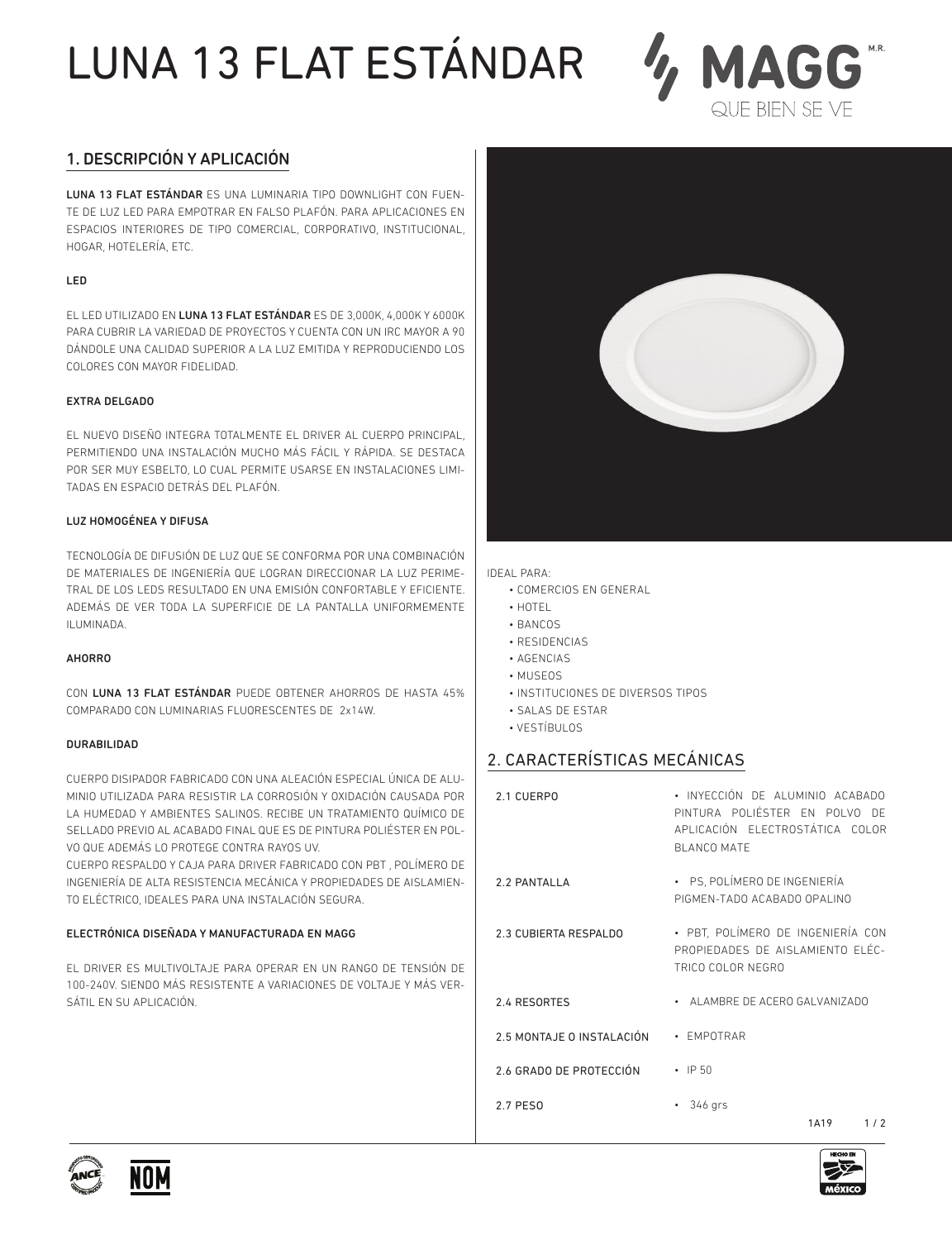# LUNA 13 FLAT ESTÁNDAR

MAGG M.R.
QUE BIEN SE VE

## 1. DESCRIPCIÓN Y APLICACIÓN

**LUNA 13 FLAT ESTÁNDAR** ES UNA LUMINARIA TIPO DOWNLIGHT CON FUENTE DE LUZ LED PARA EMPOTRAR EN FALSO PLAFÓN. PARA APLICACIONES EN ESPACIOS INTERIORES DE TIPO COMERCIAL, CORPORATIVO, INSTITUCIONAL, HOGAR, HOTELERÍA, ETC.

### LED

EL LED UTILIZADO EN **LUNA 13 FLAT ESTÁNDAR** ES DE 3,000K, 4,000K Y 6000K PARA CUBRIR LA VARIEDAD DE PROYECTOS Y CUENTA CON UN IRC MAYOR A 90 DÁNDOLE UNA CALIDAD SUPERIOR A LA LUZ EMITIDA Y REPRODUCIENDO LOS COLORES CON MAYOR FIDELIDAD.

### EXTRA DELGADO

EL NUEVO DISEÑO INTEGRA TOTALMENTE EL DRIVER AL CUERPO PRINCIPAL, PERMITIENDO UNA INSTALACIÓN MUCHO MÁS FÁCIL Y RÁPIDA. SE DESTACA POR SER MUY ESBELTO, LO CUAL PERMITE USARSE EN INSTALACIONES LIMITADAS EN ESPACIO DETRÁS DEL PLAFÓN.

### LUZ HOMOGÉNEA Y DIFUSA

TECNOLOGÍA DE DIFUSIÓN DE LUZ QUE SE CONFORMA POR UNA COMBINACIÓN DE MATERIALES DE INGENIERÍA QUE LOGRAN DIRECCIONAR LA LUZ PERIMETRAL DE LOS LEDS RESULTADO EN UNA EMISIÓN CONFORTABLE Y EFICIENTE. ADEMÁS DE VER TODA LA SUPERFICIE DE LA PANTALLA UNIFORMEMENTE ILUMINADA.

### AHORRO

CON **LUNA 13 FLAT ESTÁNDAR** PUEDE OBTENER AHORROS DE HASTA 45% COMPARADO CON LUMINARIAS FLUORESCENTES DE 2x14W.

### DURABILIDAD

CUERPO DISIPADOR FABRICADO CON UNA ALEACIÓN ESPECIAL ÚNICA DE ALUMINIO UTILIZADA PARA RESISTIR LA CORROSIÓN Y OXIDACIÓN CAUSADA POR LA HUMEDAD Y AMBIENTES SALINOS. RECIBE UN TRATAMIENTO QUÍMICO DE SELLADO PREVIO AL ACABADO FINAL QUE ES DE PINTURA POLIÉSTER EN POLVO QUE ADEMÁS LO PROTEGE CONTRA RAYOS UV.
CUERPO RESPALDO Y CAJA PARA DRIVER FABRICADO CON PBT , POLÍMERO DE INGENIERÍA DE ALTA RESISTENCIA MECÁNICA Y PROPIEDADES DE AISLAMIENTO ELÉCTRICO, IDEALES PARA UNA INSTALACIÓN SEGURA.

### ELECTRÓNICA DISEÑADA Y MANUFACTURADA EN MAGG

EL DRIVER ES MULTIVOLTAJE PARA OPERAR EN UN RANGO DE TENSIÓN DE 100-240V. SIENDO MÁS RESISTENTE A VARIACIONES DE VOLTAJE Y MÁS VERSÁTIL EN SU APLICACIÓN.

IDEAL PARA:

- COMERCIOS EN GENERAL
- HOTEL
- BANCOS
- RESIDENCIAS
- AGENCIAS
- MUSEOS
- INSTITUCIONES DE DIVERSOS TIPOS
- SALAS DE ESTAR
- VESTÍBULOS

## 2. CARACTERÍSTICAS MECÁNICAS

| | |
|---|---|
| 2.1 CUERPO | • INYECCIÓN DE ALUMINIO ACABADO PINTURA POLIÉSTER EN POLVO DE APLICACIÓN ELECTROSTÁTICA COLOR BLANCO MATE |
| 2.2 PANTALLA | • PS, POLÍMERO DE INGENIERÍA PIGMENTADO ACABADO OPALINO |
| 2.3 CUBIERTA RESPALDO | • PBT, POLÍMERO DE INGENIERÍA CON PROPIEDADES DE AISLAMIENTO ELÉCTRICO COLOR NEGRO |
| 2.4 RESORTES | • ALAMBRE DE ACERO GALVANIZADO |
| 2.5 MONTAJE O INSTALACIÓN | • EMPOTRAR |
| 2.6 GRADO DE PROTECCIÓN | • IP 50 |
| 2.7 PESO | • 346 grs |

1A19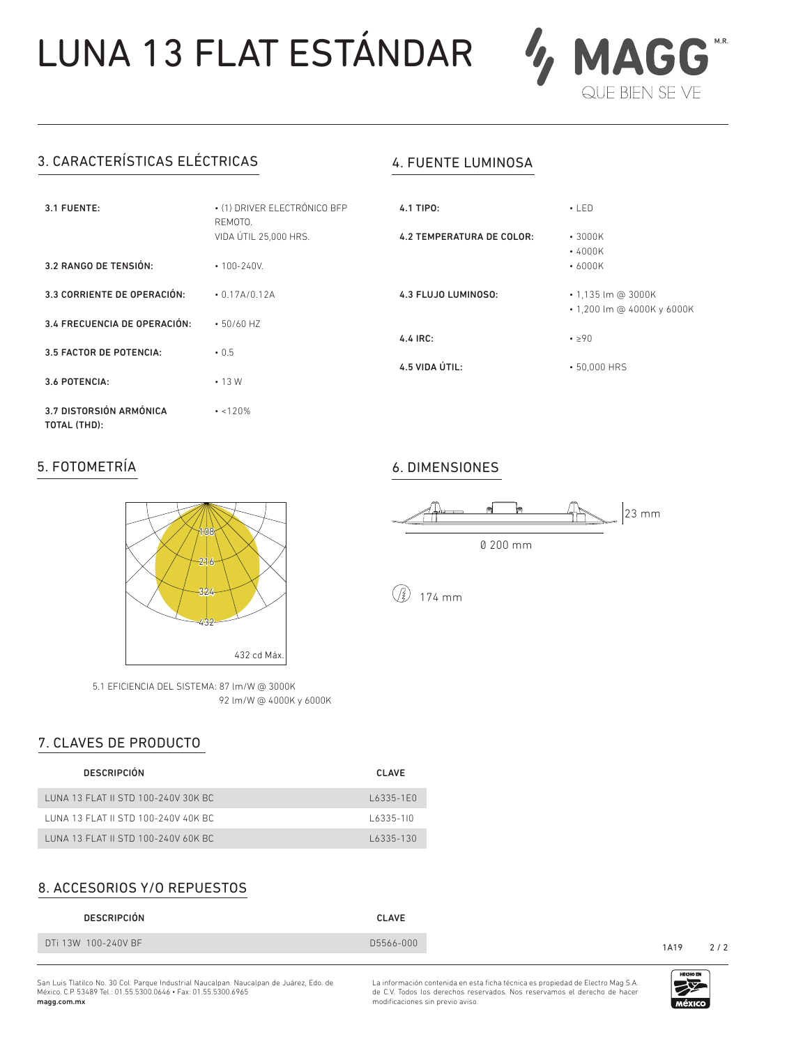# LUNA 13 FLAT ESTÁNDAR

MAGG M.R.
QUE BIEN SE VE

## 3. CARACTERÍSTICAS ELÉCTRICAS

| | |
|---|---|
| **3.1 FUENTE:** | • (1) DRIVER ELECTRÓNICO BFP REMOTO. VIDA ÚTIL 25,000 HRS. |
| **3.2 RANGO DE TENSIÓN:** | • 100-240V. |
| **3.3 CORRIENTE DE OPERACIÓN:** | • 0.17A/0.12A |
| **3.4 FRECUENCIA DE OPERACIÓN:** | • 50/60 HZ |
| **3.5 FACTOR DE POTENCIA:** | • 0.5 |
| **3.6 POTENCIA:** | • 13 W |
| **3.7 DISTORSIÓN ARMÓNICA TOTAL (THD):** | • <120% |

## 4. FUENTE LUMINOSA

| | |
|---|---|
| **4.1 TIPO:** | • LED |
| **4.2 TEMPERATURA DE COLOR:** | • 3000K<br>• 4000K<br>• 6000K |
| **4.3 FLUJO LUMINOSO:** | • 1,135 lm @ 3000K<br>• 1,200 lm @ 4000K y 6000K |
| **4.4 IRC:** | • ≥90 |
| **4.5 VIDA ÚTIL:** | • 50,000 HRS |

## 5. FOTOMETRÍA

108
216
324
432
432 cd Máx.

5.1 EFICIENCIA DEL SISTEMA: 87 lm/W @ 3000K
92 lm/W @ 4000K y 6000K

## 6. DIMENSIONES

23 mm
Ø 200 mm
174 mm

## 7. CLAVES DE PRODUCTO

| DESCRIPCIÓN | CLAVE |
|---|---|
| LUNA 13 FLAT II STD 100-240V 30K BC | L6335-1E0 |
| LUNA 13 FLAT II STD 100-240V 40K BC | L6335-1I0 |
| LUNA 13 FLAT II STD 100-240V 60K BC | L6335-130 |

## 8. ACCESORIOS Y/O REPUESTOS

| DESCRIPCIÓN | CLAVE |
|---|---|
| DTi 13W 100-240V BF | D5566-000 |

1A19

San Luis Tlatilco No. 30 Col. Parque Industrial Naucalpan. Naucalpan de Juárez, Edo. de México. C.P. 53489 Tel.: 01.55.5300.0646 • Fax: 01.55.5300.6965
**magg.com.mx**

La información contenida en esta ficha técnica es propiedad de Electro Mag S.A. de C.V. Todos los derechos reservados. Nos reservamos el derecho de hacer modificaciones sin previo aviso.

HECHO EN MÉXICO